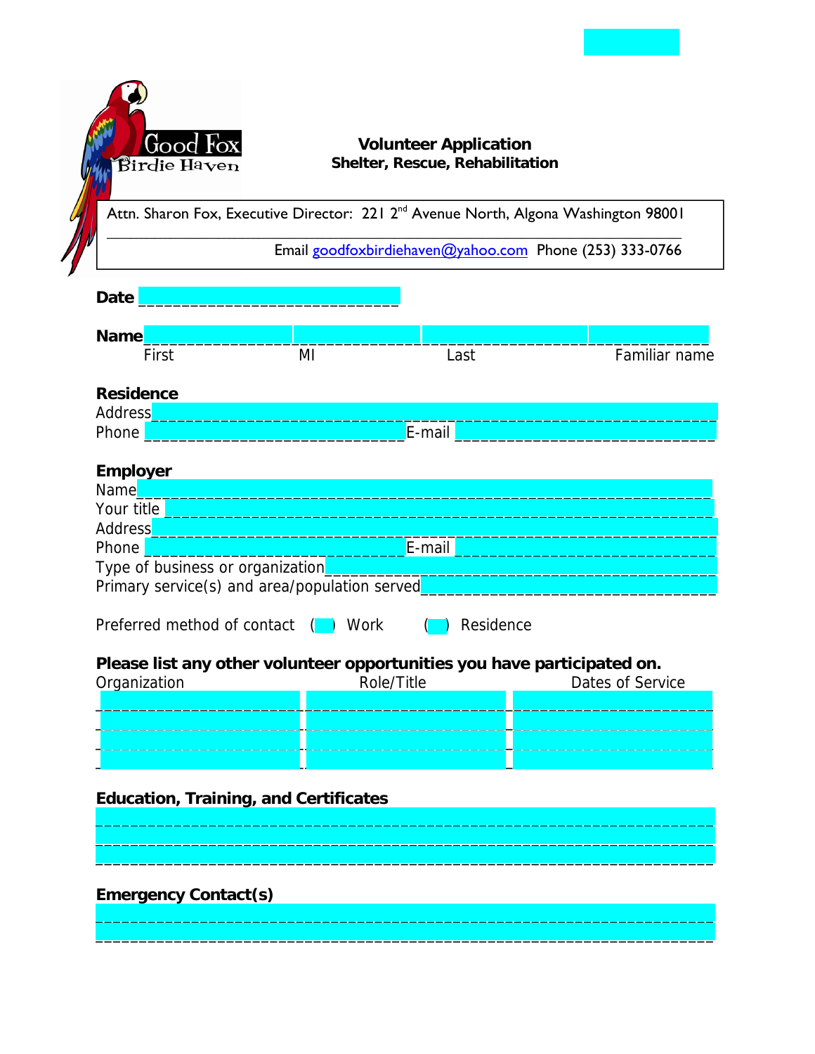Good Fox Birdie Haven

**Volunteer Application**
**Shelter, Rescue, Rehabilitation**

Attn. Sharon Fox, Executive Director: 221 2nd Avenue North, Algona Washington 98001

Email goodfoxbirdiehaven@yahoo.com Phone (253) 333-0766

**Date** ______________________________

**Name** ____________________________________________________________________

First MI Last Familiar name

**Residence**

Address _______________________________________________________________

Phone ______________________________ E-mail ______________________________

**Employer**

Name _______________________________________________________________

Your title _______________________________________________________________

Address _______________________________________________________________

Phone ______________________________ E-mail ______________________________

Type of business or organization ______________________________________

Primary service(s) and area/population served ______________________________

Preferred method of contact ( ) Work ( ) Residence

**Please list any other volunteer opportunities you have participated on.**

| Organization | Role/Title | Dates of Service |
|---|---|---|
| | | |
| | | |
| | | |
| | | |

**Education, Training, and Certificates**

_______________________________________________________________

_______________________________________________________________

_______________________________________________________________

**Emergency Contact(s)**

_______________________________________________________________

_______________________________________________________________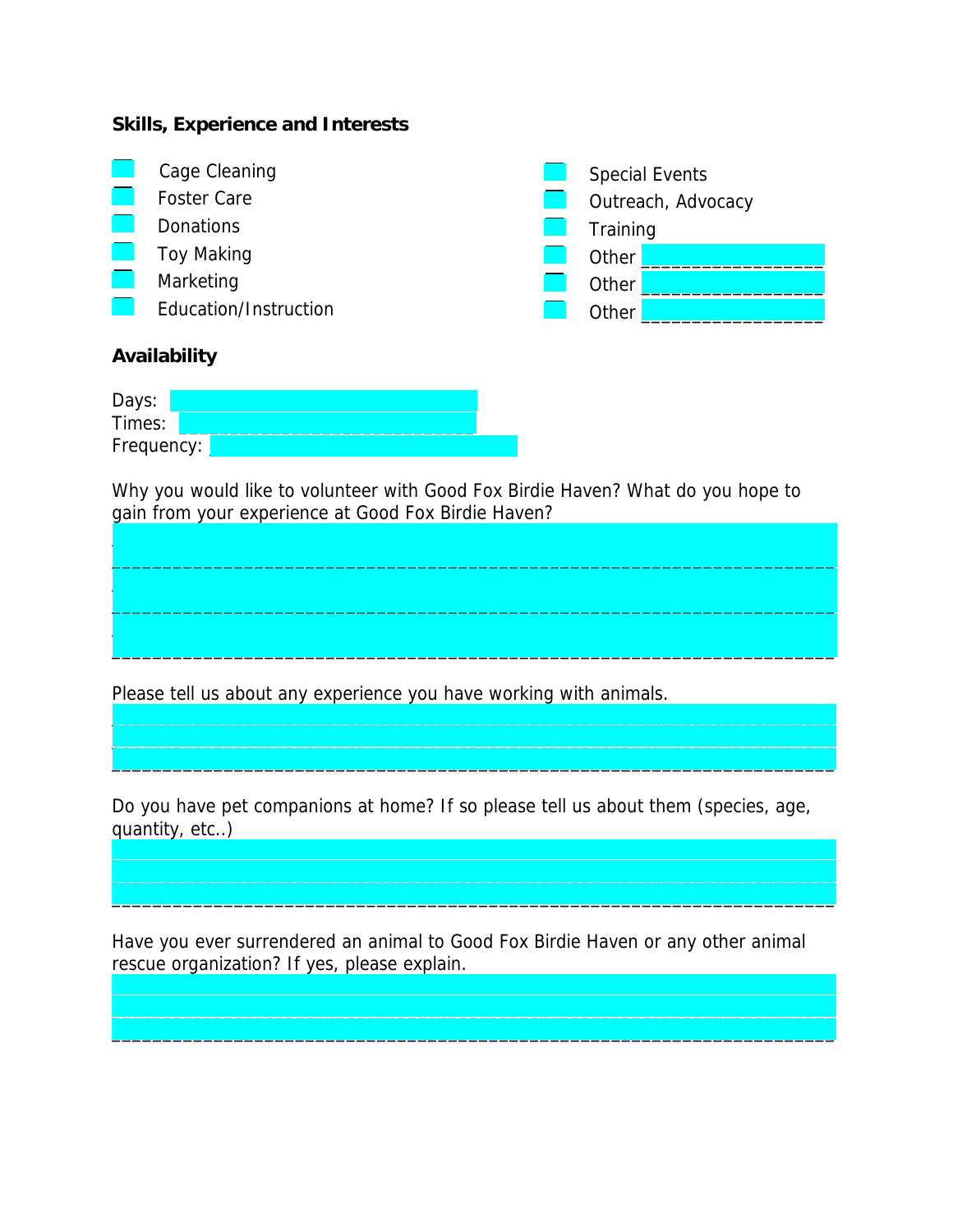**Skills, Experience and Interests**

- [ ] Cage Cleaning
- [ ] Foster Care
- [ ] Donations
- [ ] Toy Making
- [ ] Marketing
- [ ] Education/Instruction
- [ ] Special Events
- [ ] Outreach, Advocacy
- [ ] Training
- [ ] Other ________________
- [ ] Other ________________
- [ ] Other ________________

**Availability**

Days: ____________________________

Times: ____________________________

Frequency: ____________________________

Why you would like to volunteer with Good Fox Birdie Haven? What do you hope to gain from your experience at Good Fox Birdie Haven?

______________________________________________________________________

______________________________________________________________________

______________________________________________________________________

Please tell us about any experience you have working with animals.

______________________________________________________________________

______________________________________________________________________

______________________________________________________________________

Do you have pet companions at home? If so please tell us about them (species, age, quantity, etc..)

______________________________________________________________________

______________________________________________________________________

______________________________________________________________________

Have you ever surrendered an animal to Good Fox Birdie Haven or any other animal rescue organization? If yes, please explain.

______________________________________________________________________

______________________________________________________________________

______________________________________________________________________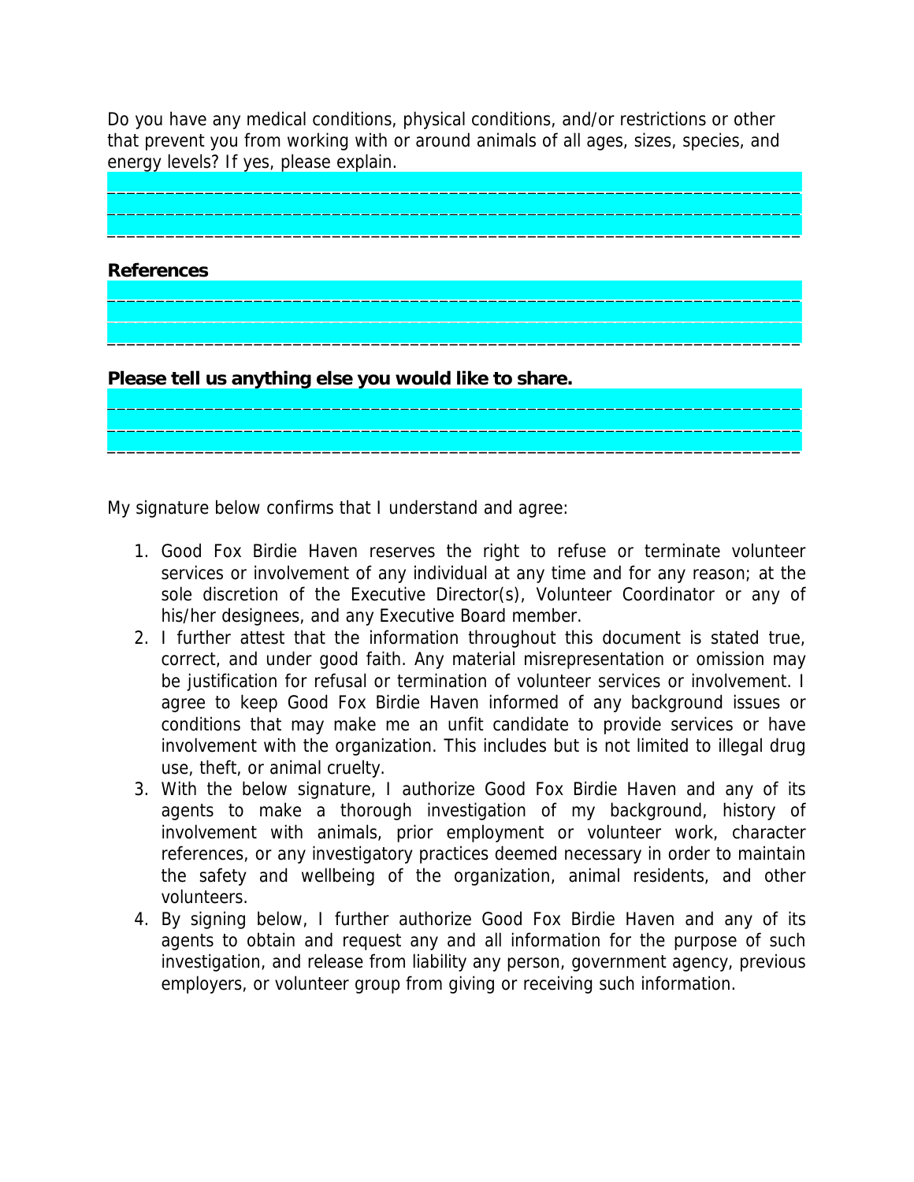Do you have any medical conditions, physical conditions, and/or restrictions or other that prevent you from working with or around animals of all ages, sizes, species, and energy levels? If yes, please explain.

________________________________________________________________________
________________________________________________________________________
________________________________________________________________________

**References**

________________________________________________________________________
________________________________________________________________________
________________________________________________________________________

**Please tell us anything else you would like to share.**

________________________________________________________________________
________________________________________________________________________
________________________________________________________________________

My signature below confirms that I understand and agree:

1. Good Fox Birdie Haven reserves the right to refuse or terminate volunteer services or involvement of any individual at any time and for any reason; at the sole discretion of the Executive Director(s), Volunteer Coordinator or any of his/her designees, and any Executive Board member.
2. I further attest that the information throughout this document is stated true, correct, and under good faith. Any material misrepresentation or omission may be justification for refusal or termination of volunteer services or involvement. I agree to keep Good Fox Birdie Haven informed of any background issues or conditions that may make me an unfit candidate to provide services or have involvement with the organization. This includes but is not limited to illegal drug use, theft, or animal cruelty.
3. With the below signature, I authorize Good Fox Birdie Haven and any of its agents to make a thorough investigation of my background, history of involvement with animals, prior employment or volunteer work, character references, or any investigatory practices deemed necessary in order to maintain the safety and wellbeing of the organization, animal residents, and other volunteers.
4. By signing below, I further authorize Good Fox Birdie Haven and any of its agents to obtain and request any and all information for the purpose of such investigation, and release from liability any person, government agency, previous employers, or volunteer group from giving or receiving such information.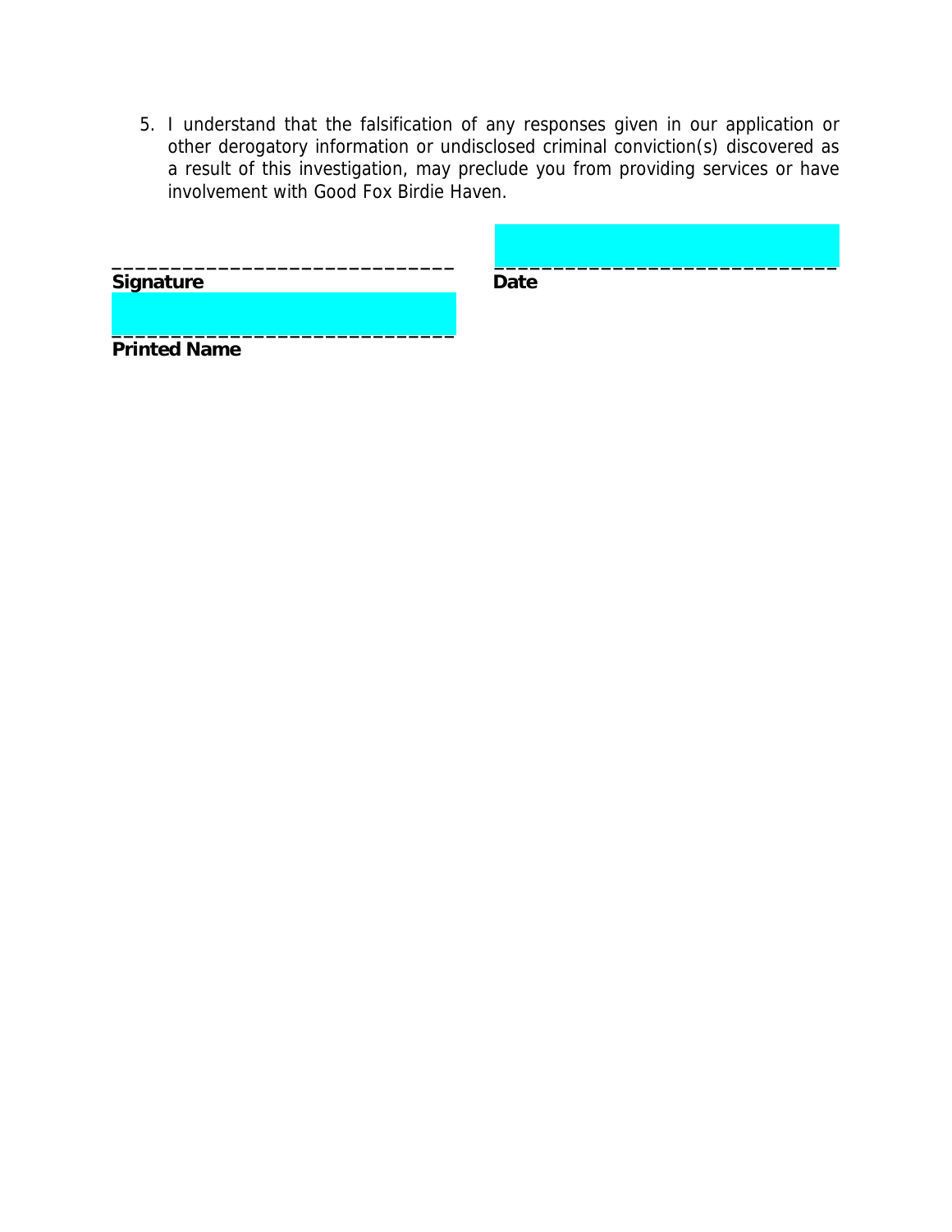5. I understand that the falsification of any responses given in our application or other derogatory information or undisclosed criminal conviction(s) discovered as a result of this investigation, may preclude you from providing services or have involvement with Good Fox Birdie Haven.

______________________________ ______________________________
**Signature** **Date**

______________________________
**Printed Name**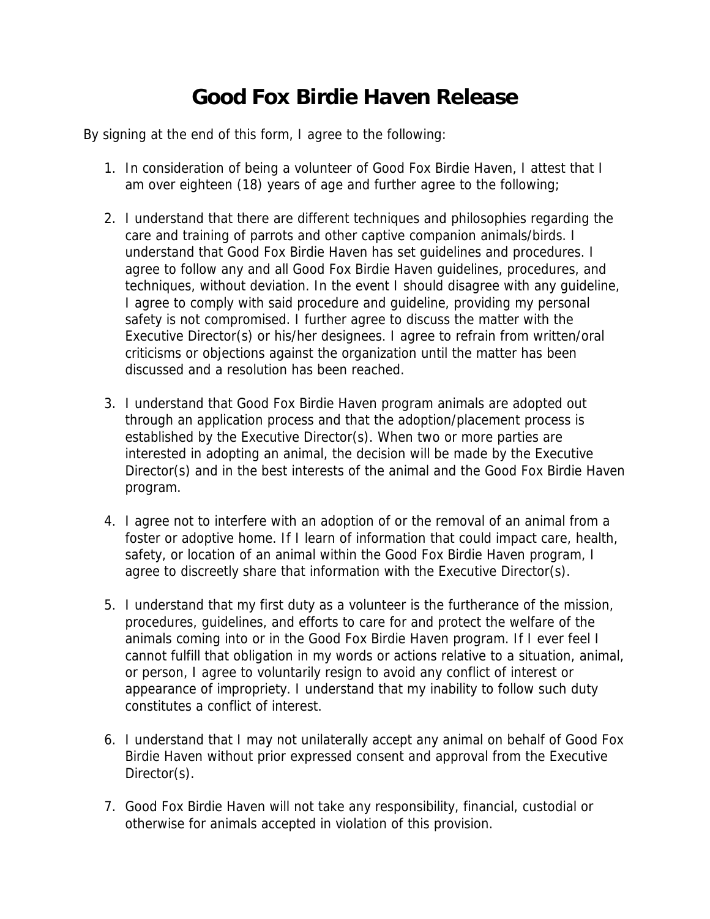# Good Fox Birdie Haven Release

By signing at the end of this form, I agree to the following:

1. In consideration of being a volunteer of Good Fox Birdie Haven, I attest that I am over eighteen (18) years of age and further agree to the following;

2. I understand that there are different techniques and philosophies regarding the care and training of parrots and other captive companion animals/birds. I understand that Good Fox Birdie Haven has set guidelines and procedures. I agree to follow any and all Good Fox Birdie Haven guidelines, procedures, and techniques, without deviation. In the event I should disagree with any guideline, I agree to comply with said procedure and guideline, providing my personal safety is not compromised. I further agree to discuss the matter with the Executive Director(s) or his/her designees. I agree to refrain from written/oral criticisms or objections against the organization until the matter has been discussed and a resolution has been reached.

3. I understand that Good Fox Birdie Haven program animals are adopted out through an application process and that the adoption/placement process is established by the Executive Director(s). When two or more parties are interested in adopting an animal, the decision will be made by the Executive Director(s) and in the best interests of the animal and the Good Fox Birdie Haven program.

4. I agree not to interfere with an adoption of or the removal of an animal from a foster or adoptive home. If I learn of information that could impact care, health, safety, or location of an animal within the Good Fox Birdie Haven program, I agree to discreetly share that information with the Executive Director(s).

5. I understand that my first duty as a volunteer is the furtherance of the mission, procedures, guidelines, and efforts to care for and protect the welfare of the animals coming into or in the Good Fox Birdie Haven program. If I ever feel I cannot fulfill that obligation in my words or actions relative to a situation, animal, or person, I agree to voluntarily resign to avoid any conflict of interest or appearance of impropriety. I understand that my inability to follow such duty constitutes a conflict of interest.

6. I understand that I may not unilaterally accept any animal on behalf of Good Fox Birdie Haven without prior expressed consent and approval from the Executive Director(s).

7. Good Fox Birdie Haven will not take any responsibility, financial, custodial or otherwise for animals accepted in violation of this provision.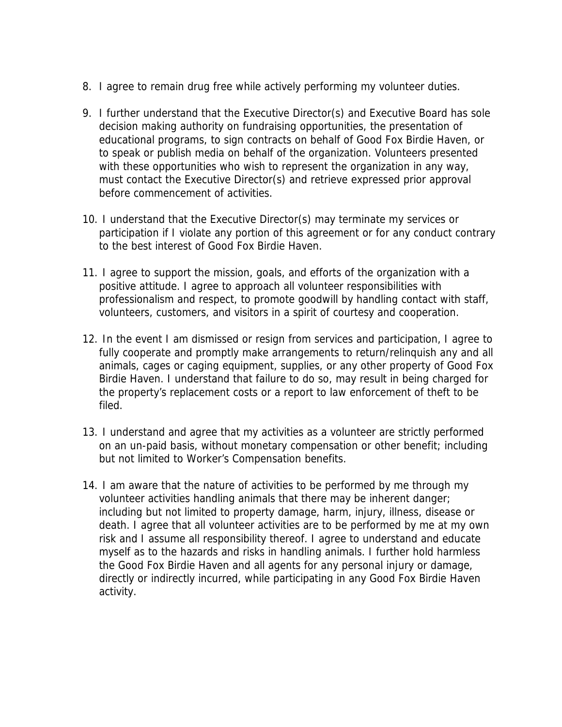8. I agree to remain drug free while actively performing my volunteer duties.

9. I further understand that the Executive Director(s) and Executive Board has sole decision making authority on fundraising opportunities, the presentation of educational programs, to sign contracts on behalf of Good Fox Birdie Haven, or to speak or publish media on behalf of the organization. Volunteers presented with these opportunities who wish to represent the organization in any way, must contact the Executive Director(s) and retrieve expressed prior approval before commencement of activities.

10. I understand that the Executive Director(s) may terminate my services or participation if I violate any portion of this agreement or for any conduct contrary to the best interest of Good Fox Birdie Haven.

11. I agree to support the mission, goals, and efforts of the organization with a positive attitude. I agree to approach all volunteer responsibilities with professionalism and respect, to promote goodwill by handling contact with staff, volunteers, customers, and visitors in a spirit of courtesy and cooperation.

12. In the event I am dismissed or resign from services and participation, I agree to fully cooperate and promptly make arrangements to return/relinquish any and all animals, cages or caging equipment, supplies, or any other property of Good Fox Birdie Haven. I understand that failure to do so, may result in being charged for the property's replacement costs or a report to law enforcement of theft to be filed.

13. I understand and agree that my activities as a volunteer are strictly performed on an un-paid basis, without monetary compensation or other benefit; including but not limited to Worker's Compensation benefits.

14. I am aware that the nature of activities to be performed by me through my volunteer activities handling animals that there may be inherent danger; including but not limited to property damage, harm, injury, illness, disease or death. I agree that all volunteer activities are to be performed by me at my own risk and I assume all responsibility thereof. I agree to understand and educate myself as to the hazards and risks in handling animals. I further hold harmless the Good Fox Birdie Haven and all agents for any personal injury or damage, directly or indirectly incurred, while participating in any Good Fox Birdie Haven activity.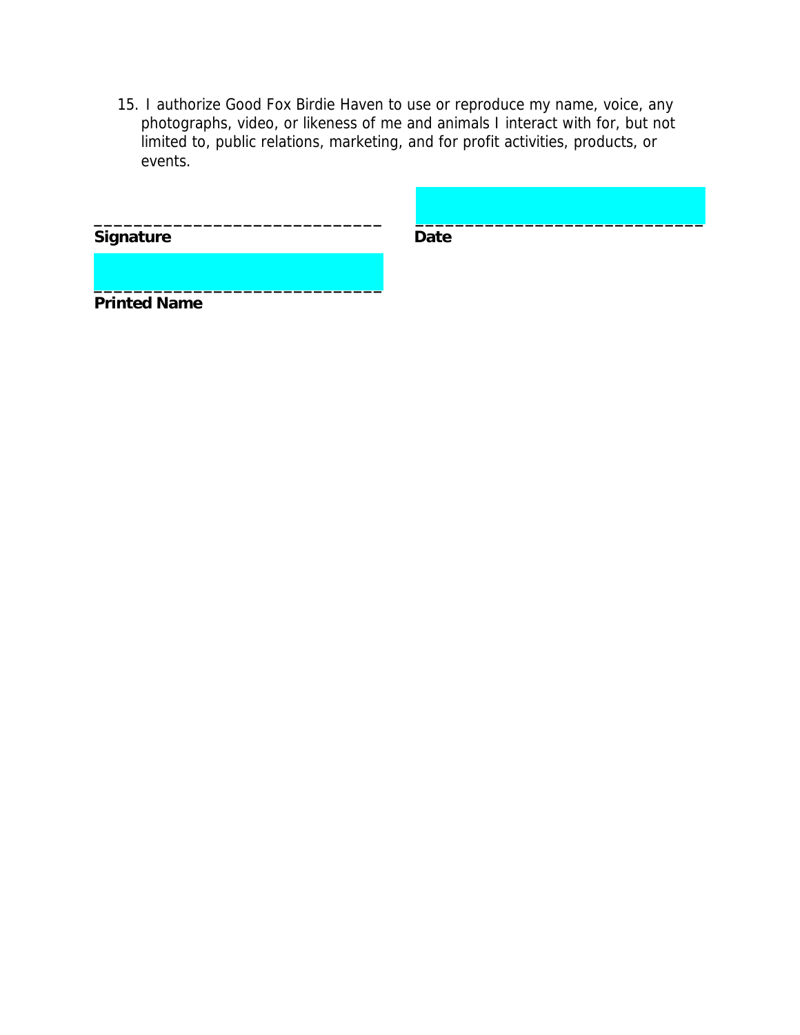15. I authorize Good Fox Birdie Haven to use or reproduce my name, voice, any photographs, video, or likeness of me and animals I interact with for, but not limited to, public relations, marketing, and for profit activities, products, or events.

_____________________________ 
**Signature**

_____________________________ 
**Date**

_____________________________ 
**Printed Name**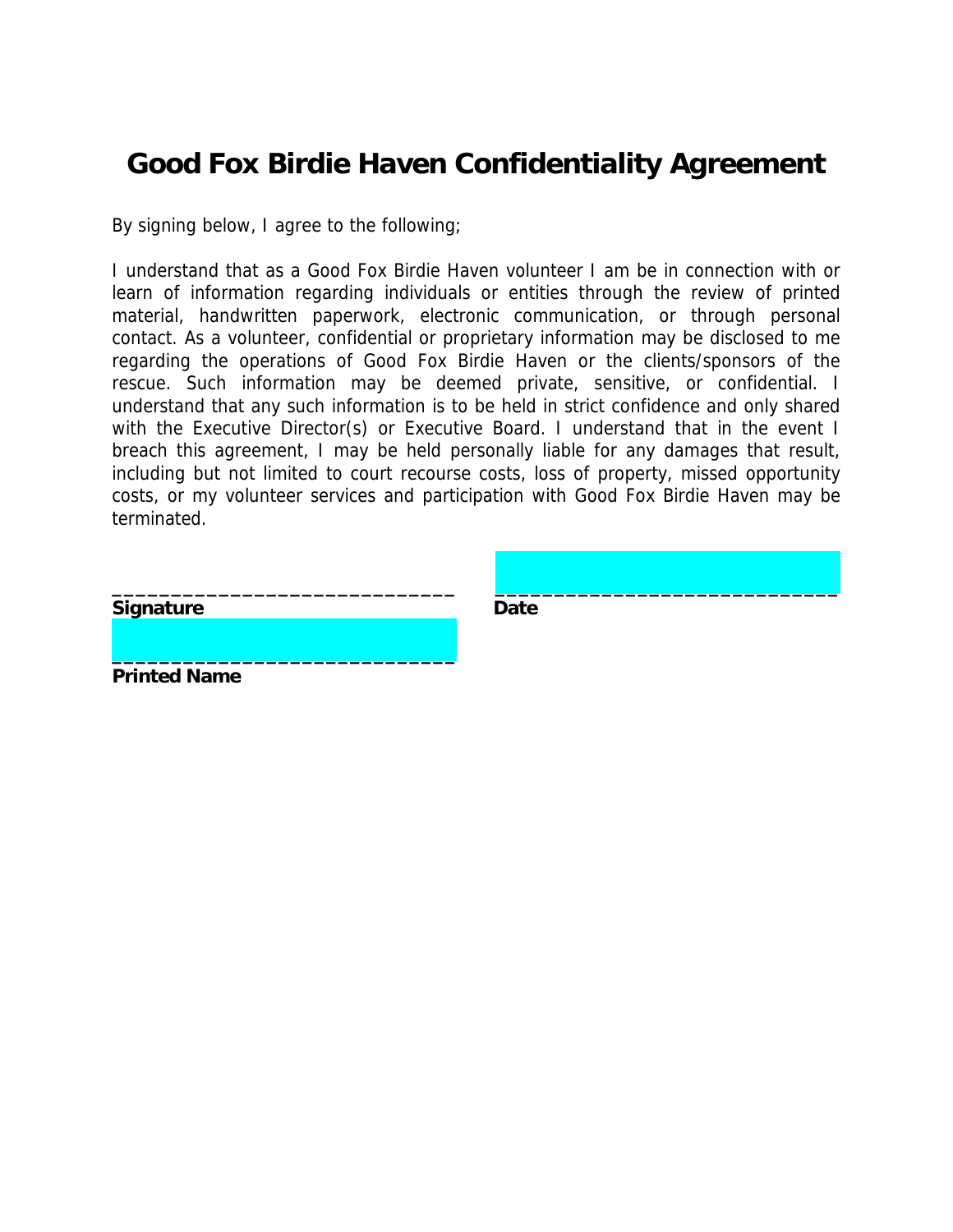# Good Fox Birdie Haven Confidentiality Agreement

By signing below, I agree to the following;

I understand that as a Good Fox Birdie Haven volunteer I am be in connection with or learn of information regarding individuals or entities through the review of printed material, handwritten paperwork, electronic communication, or through personal contact. As a volunteer, confidential or proprietary information may be disclosed to me regarding the operations of Good Fox Birdie Haven or the clients/sponsors of the rescue. Such information may be deemed private, sensitive, or confidential. I understand that any such information is to be held in strict confidence and only shared with the Executive Director(s) or Executive Board. I understand that in the event I breach this agreement, I may be held personally liable for any damages that result, including but not limited to court recourse costs, loss of property, missed opportunity costs, or my volunteer services and participation with Good Fox Birdie Haven may be terminated.

______________________________ &nbsp;&nbsp;&nbsp;&nbsp; ______________________________
**Signature** &nbsp;&nbsp;&nbsp;&nbsp; **Date**

______________________________
**Printed Name**